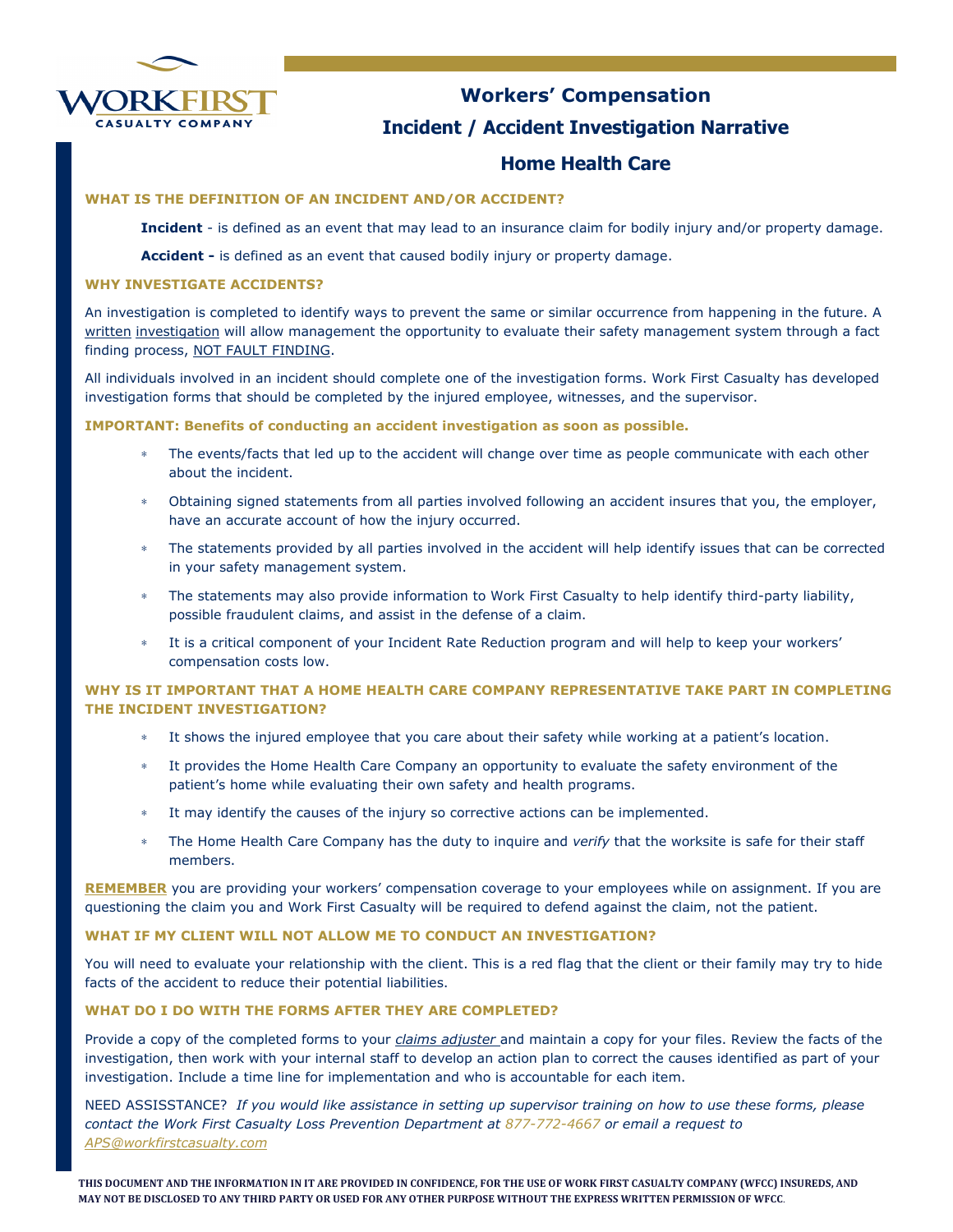WORKFIRST CASUALTY COMPANY

# Workers' Compensation

## Incident / Accident Investigation Narrative

## Home Health Care

### WHAT IS THE DEFINITION OF AN INCIDENT AND/OR ACCIDENT?

**Incident** - is defined as an event that may lead to an insurance claim for bodily injury and/or property damage.

**Accident -** is defined as an event that caused bodily injury or property damage.

### WHY INVESTIGATE ACCIDENTS?

An investigation is completed to identify ways to prevent the same or similar occurrence from happening in the future. A written investigation will allow management the opportunity to evaluate their safety management system through a fact finding process, NOT FAULT FINDING.

All individuals involved in an incident should complete one of the investigation forms. Work First Casualty has developed investigation forms that should be completed by the injured employee, witnesses, and the supervisor.

**IMPORTANT: Benefits of conducting an accident investigation as soon as possible.**

- The events/facts that led up to the accident will change over time as people communicate with each other about the incident.
- Obtaining signed statements from all parties involved following an accident insures that you, the employer, have an accurate account of how the injury occurred.
- The statements provided by all parties involved in the accident will help identify issues that can be corrected in your safety management system.
- The statements may also provide information to Work First Casualty to help identify third-party liability, possible fraudulent claims, and assist in the defense of a claim.
- It is a critical component of your Incident Rate Reduction program and will help to keep your workers' compensation costs low.

### WHY IS IT IMPORTANT THAT A HOME HEALTH CARE COMPANY REPRESENTATIVE TAKE PART IN COMPLETING THE INCIDENT INVESTIGATION?

- It shows the injured employee that you care about their safety while working at a patient's location.
- It provides the Home Health Care Company an opportunity to evaluate the safety environment of the patient's home while evaluating their own safety and health programs.
- It may identify the causes of the injury so corrective actions can be implemented.
- The Home Health Care Company has the duty to inquire and *verify* that the worksite is safe for their staff members.

**REMEMBER** you are providing your workers' compensation coverage to your employees while on assignment. If you are questioning the claim you and Work First Casualty will be required to defend against the claim, not the patient.

### WHAT IF MY CLIENT WILL NOT ALLOW ME TO CONDUCT AN INVESTIGATION?

You will need to evaluate your relationship with the client. This is a red flag that the client or their family may try to hide facts of the accident to reduce their potential liabilities.

### WHAT DO I DO WITH THE FORMS AFTER THEY ARE COMPLETED?

Provide a copy of the completed forms to your *claims adjuster* and maintain a copy for your files. Review the facts of the investigation, then work with your internal staff to develop an action plan to correct the causes identified as part of your investigation. Include a time line for implementation and who is accountable for each item.

NEED ASSISSTANCE? *If you would like assistance in setting up supervisor training on how to use these forms, please contact the Work First Casualty Loss Prevention Department at 877-772-4667 or email a request to APS@workfirstcasualty.com*

**THIS DOCUMENT AND THE INFORMATION IN IT ARE PROVIDED IN CONFIDENCE, FOR THE USE OF WORK FIRST CASUALTY COMPANY (WFCC) INSUREDS, AND MAY NOT BE DISCLOSED TO ANY THIRD PARTY OR USED FOR ANY OTHER PURPOSE WITHOUT THE EXPRESS WRITTEN PERMISSION OF WFCC.**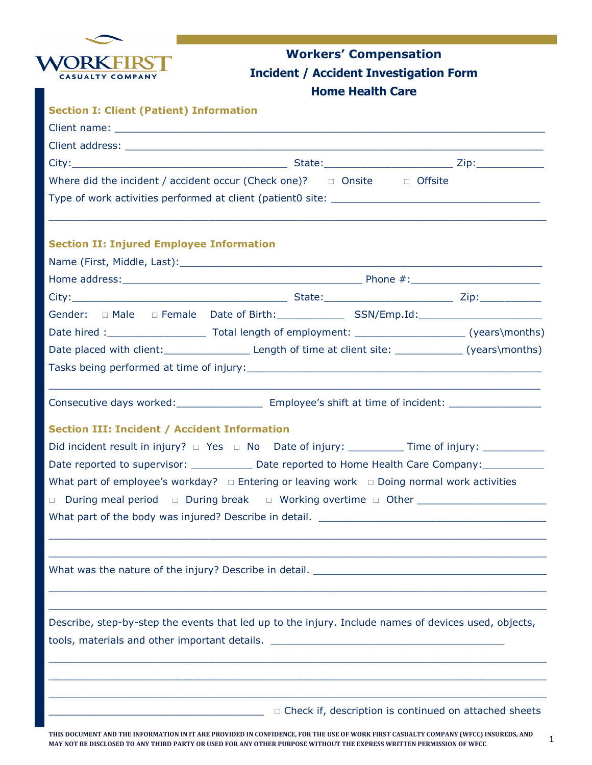WORKFIRST CASUALTY COMPANY

# Workers' Compensation
## Incident / Accident Investigation Form
## Home Health Care

### Section I: Client (Patient) Information

Client name: ______________________________________________________________________

Client address: ____________________________________________________________________

City:__________________________________ State:____________________ Zip:__________

Where did the incident / accident occur (Check one)? □ Onsite □ Offsite

Type of work activities performed at client (patient0 site: _________________________________

______________________________________________________________________________

### Section II: Injured Employee Information

Name (First, Middle, Last):_____________________________________________________________

Home address:______________________________________ Phone #:____________________

City:__________________________________ State:____________________ Zip:__________

Gender: □ Male □ Female Date of Birth:___________ SSN/Emp.Id:____________________

Date hired :________________ Total length of employment: _________________ (years\months)

Date placed with client:______________ Length of time at client site: ___________ (years\months)

Tasks being performed at time of injury:_____________________________________________

______________________________________________________________________________

Consecutive days worked:______________ Employee's shift at time of incident: _______________

### Section III: Incident / Accident Information

Did incident result in injury? □ Yes □ No Date of injury: _________ Time of injury: __________

Date reported to supervisor: __________ Date reported to Home Health Care Company:__________

What part of employee's workday? □ Entering or leaving work □ Doing normal work activities

□ During meal period □ During break □ Working overtime □ Other _____________________

What part of the body was injured? Describe in detail. ______________________________________

______________________________________________________________________________

______________________________________________________________________________

What was the nature of the injury? Describe in detail. ______________________________________

______________________________________________________________________________

______________________________________________________________________________

Describe, step-by-step the events that led up to the injury. Include names of devices used, objects, tools, materials and other important details. ______________________________________

______________________________________________________________________________

______________________________________________________________________________

______________________________________________________________________________

__________________________________ □ Check if, description is continued on attached sheets

THIS DOCUMENT AND THE INFORMATION IN IT ARE PROVIDED IN CONFIDENCE, FOR THE USE OF WORK FIRST CASUALTY COMPANY (WFCC) INSUREDS, AND MAY NOT BE DISCLOSED TO ANY THIRD PARTY OR USED FOR ANY OTHER PURPOSE WITHOUT THE EXPRESS WRITTEN PERMISSION OF WFCC.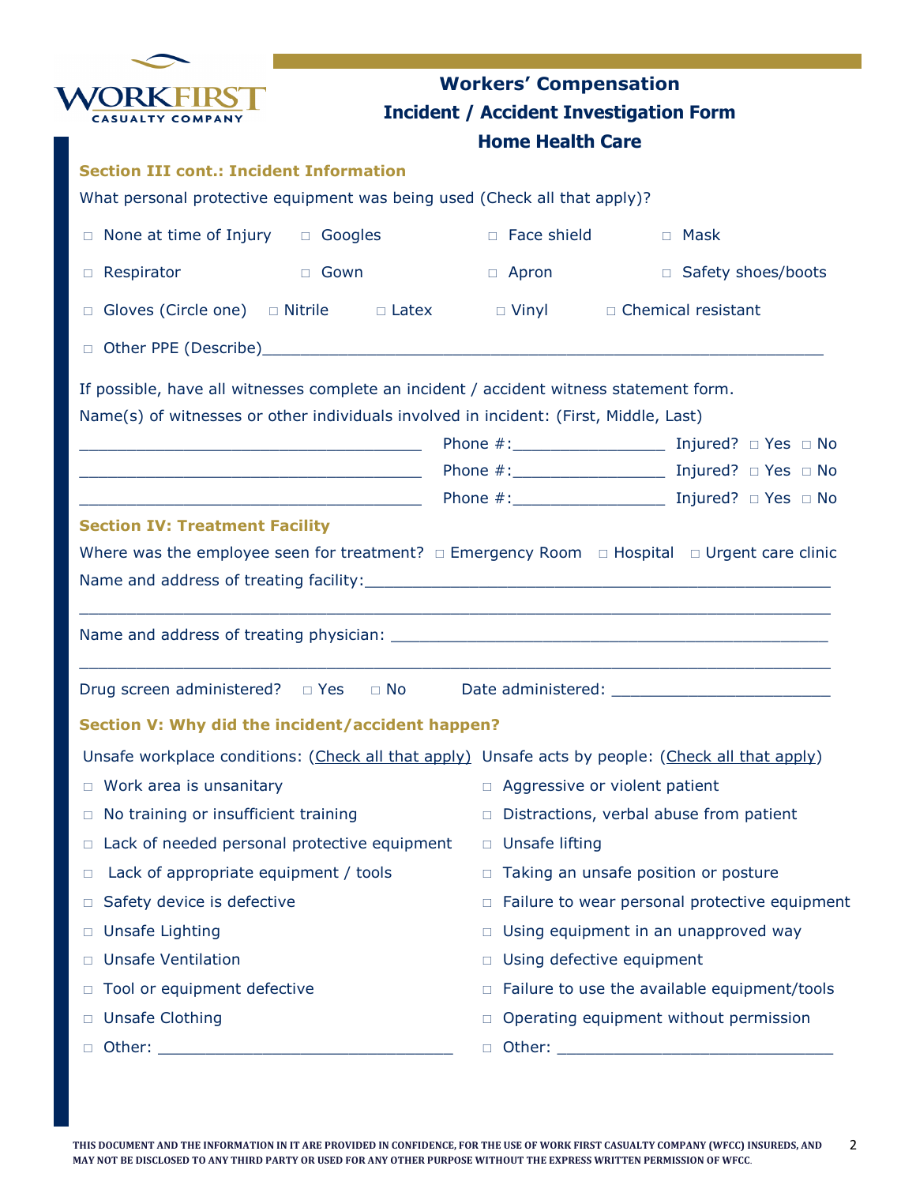# Workers' Compensation
## Incident / Accident Investigation Form
## Home Health Care

### Section III cont.: Incident Information

What personal protective equipment was being used (Check all that apply)?

□ None at time of Injury　□ Googles　□ Face shield　□ Mask

□ Respirator　□ Gown　□ Apron　□ Safety shoes/boots

□ Gloves (Circle one)　□ Nitrile　□ Latex　□ Vinyl　□ Chemical resistant

□ Other PPE (Describe)________________________________________________________

If possible, have all witnesses complete an incident / accident witness statement form.

Name(s) of witnesses or other individuals involved in incident: (First, Middle, Last)

____________________________________ Phone #:________________ Injured? □ Yes □ No

____________________________________ Phone #:________________ Injured? □ Yes □ No

____________________________________ Phone #:________________ Injured? □ Yes □ No

### Section IV: Treatment Facility

Where was the employee seen for treatment? □ Emergency Room □ Hospital □ Urgent care clinic

Name and address of treating facility:_________________________________________________

______________________________________________________________________________

Name and address of treating physician: _______________________________________________

______________________________________________________________________________

Drug screen administered? □ Yes □ No　Date administered: _______________________

### Section V: Why did the incident/accident happen?

Unsafe workplace conditions: (Check all that apply)

- □ Work area is unsanitary
- □ No training or insufficient training
- □ Lack of needed personal protective equipment
- □ Lack of appropriate equipment / tools
- □ Safety device is defective
- □ Unsafe Lighting
- □ Unsafe Ventilation
- □ Tool or equipment defective
- □ Unsafe Clothing
- □ Other: _______________________________

Unsafe acts by people: (Check all that apply)

- □ Aggressive or violent patient
- □ Distractions, verbal abuse from patient
- □ Unsafe lifting
- □ Taking an unsafe position or posture
- □ Failure to wear personal protective equipment
- □ Using equipment in an unapproved way
- □ Using defective equipment
- □ Failure to use the available equipment/tools
- □ Operating equipment without permission
- □ Other: _____________________________

THIS DOCUMENT AND THE INFORMATION IN IT ARE PROVIDED IN CONFIDENCE, FOR THE USE OF WORK FIRST CASUALTY COMPANY (WFCC) INSUREDS, AND MAY NOT BE DISCLOSED TO ANY THIRD PARTY OR USED FOR ANY OTHER PURPOSE WITHOUT THE EXPRESS WRITTEN PERMISSION OF WFCC.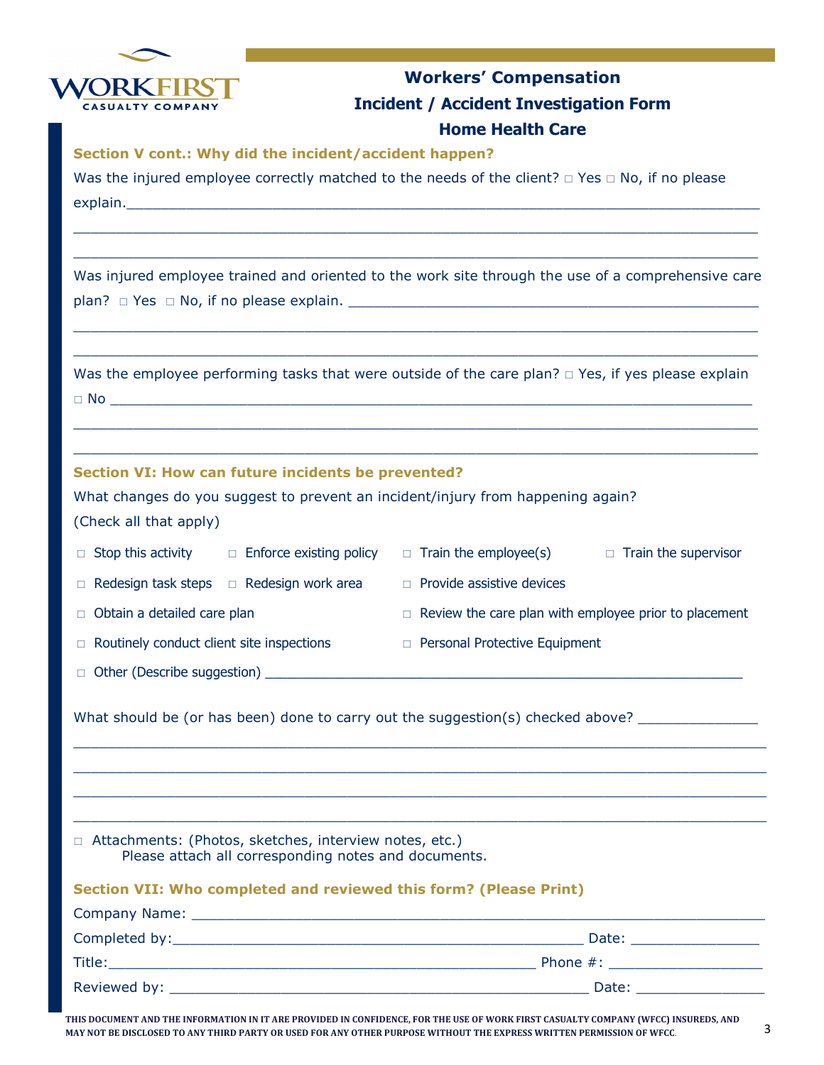**WORKFIRST CASUALTY COMPANY**

## Workers' Compensation
## Incident / Accident Investigation Form
## Home Health Care

### Section V cont.: Why did the incident/accident happen?

Was the injured employee correctly matched to the needs of the client? □ Yes □ No, if no please explain.___________________________________________________________________________

___________________________________________________________________________

___________________________________________________________________________

Was injured employee trained and oriented to the work site through the use of a comprehensive care plan? □ Yes □ No, if no please explain. ______________________________________________

___________________________________________________________________________

___________________________________________________________________________

Was the employee performing tasks that were outside of the care plan? □ Yes, if yes please explain □ No ___________________________________________________________________________

___________________________________________________________________________

___________________________________________________________________________

### Section VI: How can future incidents be prevented?

What changes do you suggest to prevent an incident/injury from happening again? (Check all that apply)

- □ Stop this activity
- □ Enforce existing policy
- □ Train the employee(s)
- □ Train the supervisor
- □ Redesign task steps
- □ Redesign work area
- □ Provide assistive devices
- □ Obtain a detailed care plan
- □ Review the care plan with employee prior to placement
- □ Routinely conduct client site inspections
- □ Personal Protective Equipment
- □ Other (Describe suggestion) ___________________________________________________________

What should be (or has been) done to carry out the suggestion(s) checked above? ______________

___________________________________________________________________________

___________________________________________________________________________

___________________________________________________________________________

___________________________________________________________________________

□ Attachments: (Photos, sketches, interview notes, etc.)
Please attach all corresponding notes and documents.

### Section VII: Who completed and reviewed this form? (Please Print)

Company Name: ___________________________________________________________________

Completed by:_______________________________________________ Date: _______________

Title:______________________________________________________ Phone #: __________________

Reviewed by: _______________________________________________ Date: _______________

**THIS DOCUMENT AND THE INFORMATION IN IT ARE PROVIDED IN CONFIDENCE, FOR THE USE OF WORK FIRST CASUALTY COMPANY (WFCC) INSUREDS, AND MAY NOT BE DISCLOSED TO ANY THIRD PARTY OR USED FOR ANY OTHER PURPOSE WITHOUT THE EXPRESS WRITTEN PERMISSION OF WFCC.**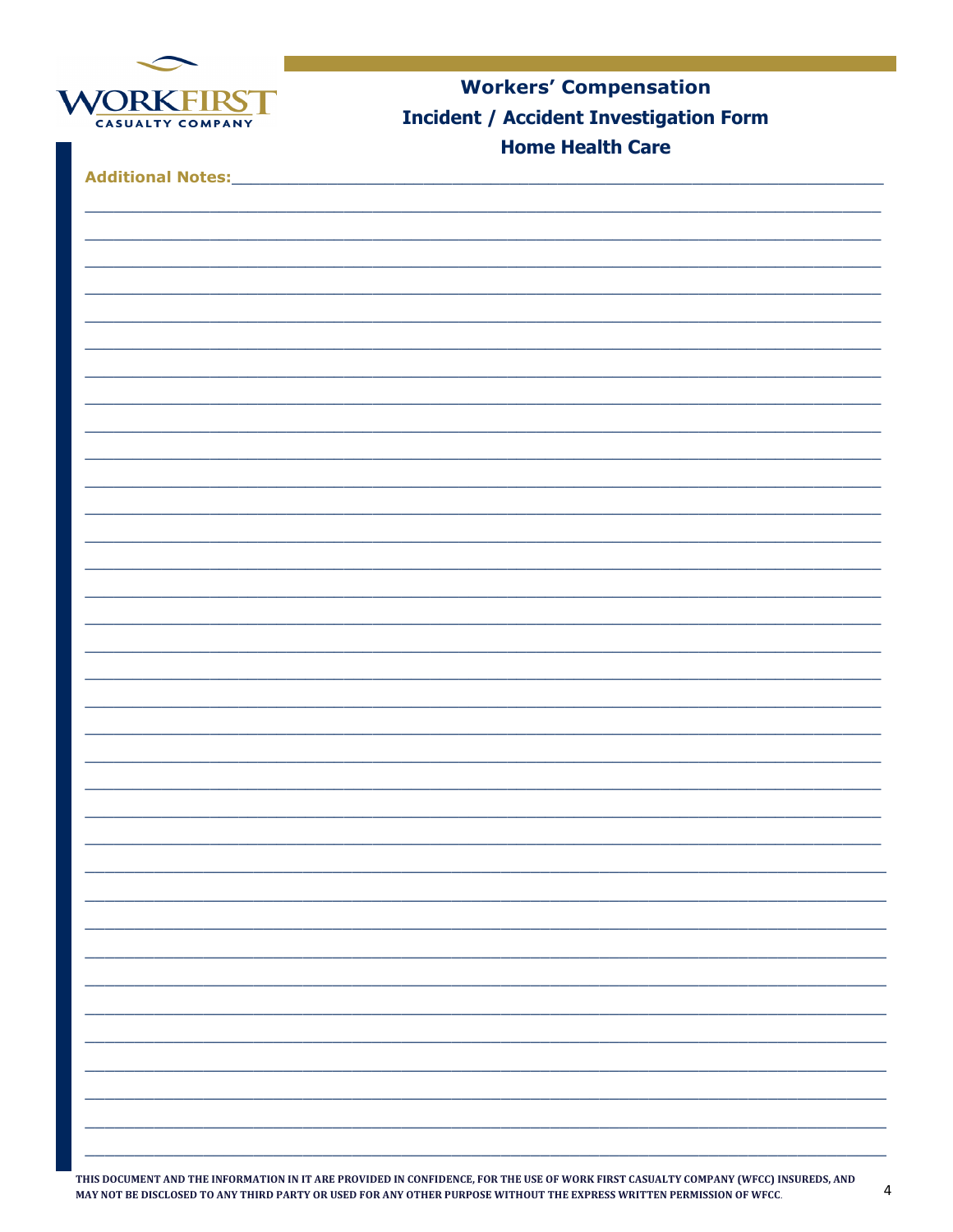# Workers' Compensation
## Incident / Accident Investigation Form
## Home Health Care

**Additional Notes:**\_\_\_\_\_\_\_\_\_\_\_\_\_\_\_\_\_\_\_\_\_\_\_\_\_\_\_\_\_\_\_\_\_\_\_\_\_\_\_\_\_\_\_\_\_\_\_\_\_\_\_\_\_\_\_\_\_\_\_\_\_\_\_\_

THIS DOCUMENT AND THE INFORMATION IN IT ARE PROVIDED IN CONFIDENCE, FOR THE USE OF WORK FIRST CASUALTY COMPANY (WFCC) INSUREDS, AND MAY NOT BE DISCLOSED TO ANY THIRD PARTY OR USED FOR ANY OTHER PURPOSE WITHOUT THE EXPRESS WRITTEN PERMISSION OF WFCC.